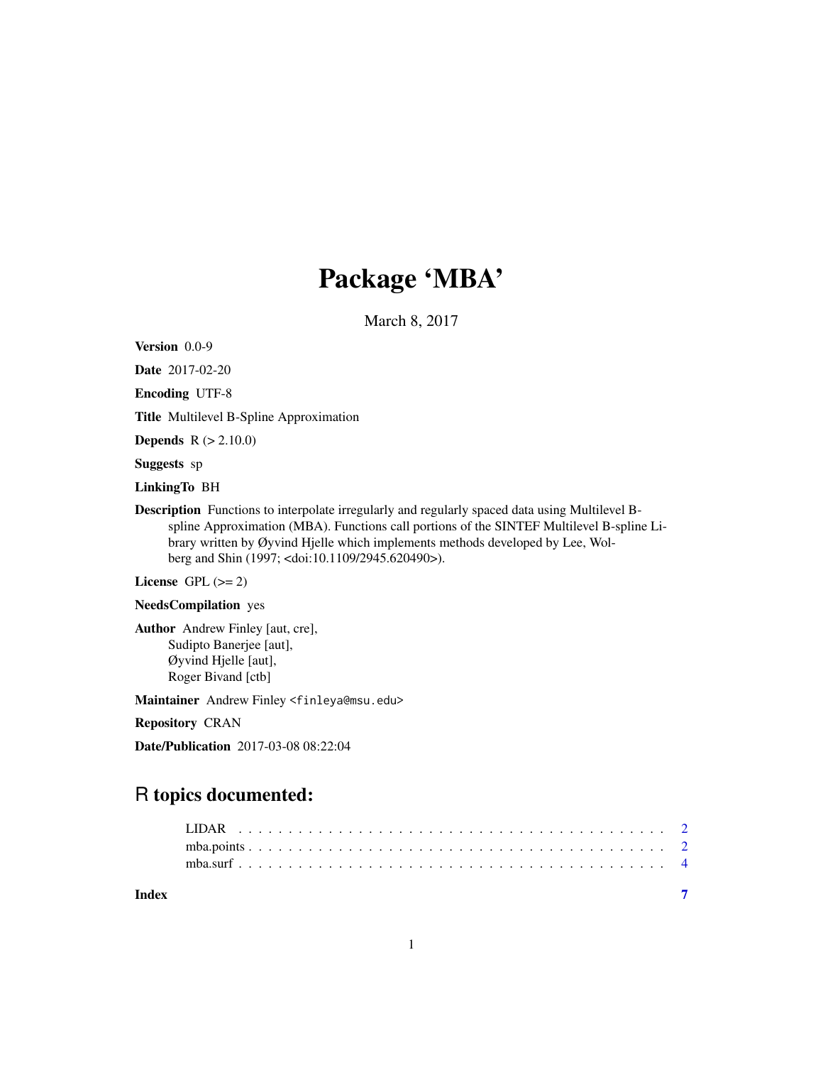# Package 'MBA'

March 8, 2017

**Version** 0.0-9

**Date** 2017-02-20

**Encoding** UTF-8

**Title** Multilevel B-Spline Approximation

**Depends** R (> 2.10.0)

**Suggests** sp

**LinkingTo** BH

**Description** Functions to interpolate irregularly and regularly spaced data using Multilevel B-spline Approximation (MBA). Functions call portions of the SINTEF Multilevel B-spline Library written by Øyvind Hjelle which implements methods developed by Lee, Wolberg and Shin (1997; <doi:10.1109/2945.620490>).

**License** GPL (>= 2)

**NeedsCompilation** yes

**Author** Andrew Finley [aut, cre],
Sudipto Banerjee [aut],
Øyvind Hjelle [aut],
Roger Bivand [ctb]

**Maintainer** Andrew Finley <finleya@msu.edu>

**Repository** CRAN

**Date/Publication** 2017-03-08 08:22:04

## R topics documented:

- LIDAR . . . . . . . . . . . . . . . . . . . . . . . . . . . . . . . . . . . . . . . . . . 2
- mba.points . . . . . . . . . . . . . . . . . . . . . . . . . . . . . . . . . . . . . . . 2
- mba.surf . . . . . . . . . . . . . . . . . . . . . . . . . . . . . . . . . . . . . . . . 4

**Index** 7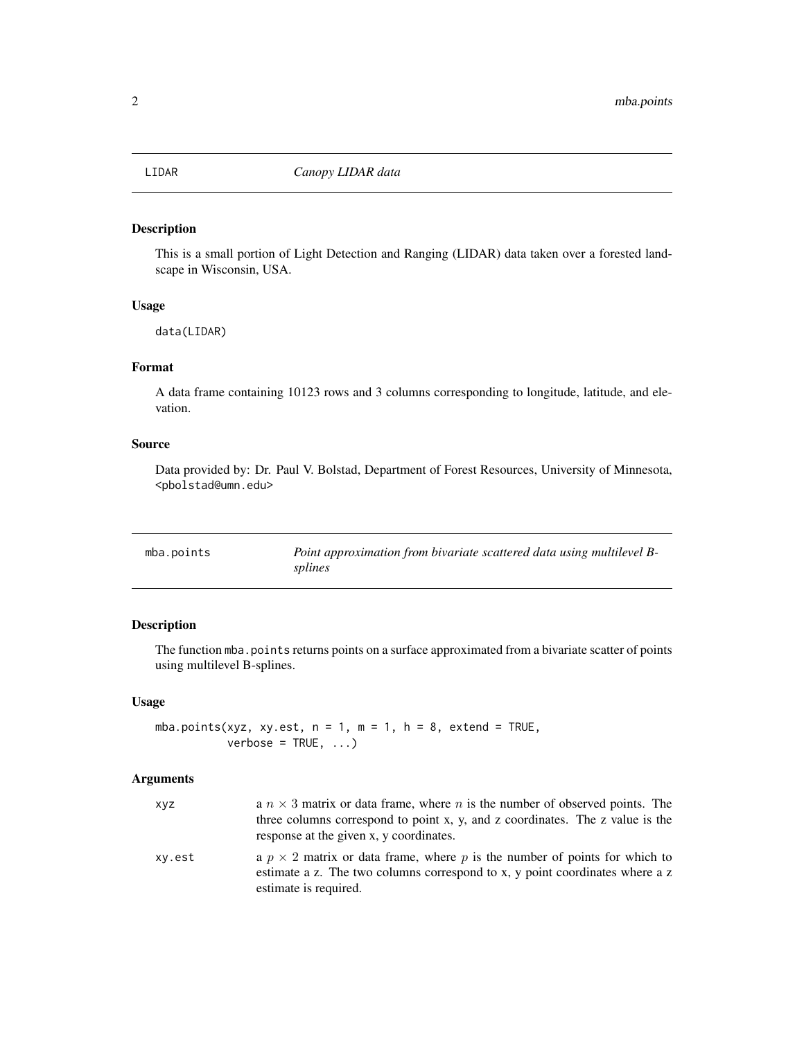## LIDAR — *Canopy LIDAR data*

### Description

This is a small portion of Light Detection and Ranging (LIDAR) data taken over a forested landscape in Wisconsin, USA.

### Usage

```
data(LIDAR)
```

### Format

A data frame containing 10123 rows and 3 columns corresponding to longitude, latitude, and elevation.

### Source

Data provided by: Dr. Paul V. Bolstad, Department of Forest Resources, University of Minnesota, <pbolstad@umn.edu>

## mba.points — *Point approximation from bivariate scattered data using multilevel B-splines*

### Description

The function mba.points returns points on a surface approximated from a bivariate scatter of points using multilevel B-splines.

### Usage

```
mba.points(xyz, xy.est, n = 1, m = 1, h = 8, extend = TRUE,
           verbose = TRUE, ...)
```

### Arguments

| | |
|---|---|
| xyz | a $n \times 3$ matrix or data frame, where $n$ is the number of observed points. The three columns correspond to point x, y, and z coordinates. The z value is the response at the given x, y coordinates. |
| xy.est | a $p \times 2$ matrix or data frame, where $p$ is the number of points for which to estimate a z. The two columns correspond to x, y point coordinates where a z estimate is required. |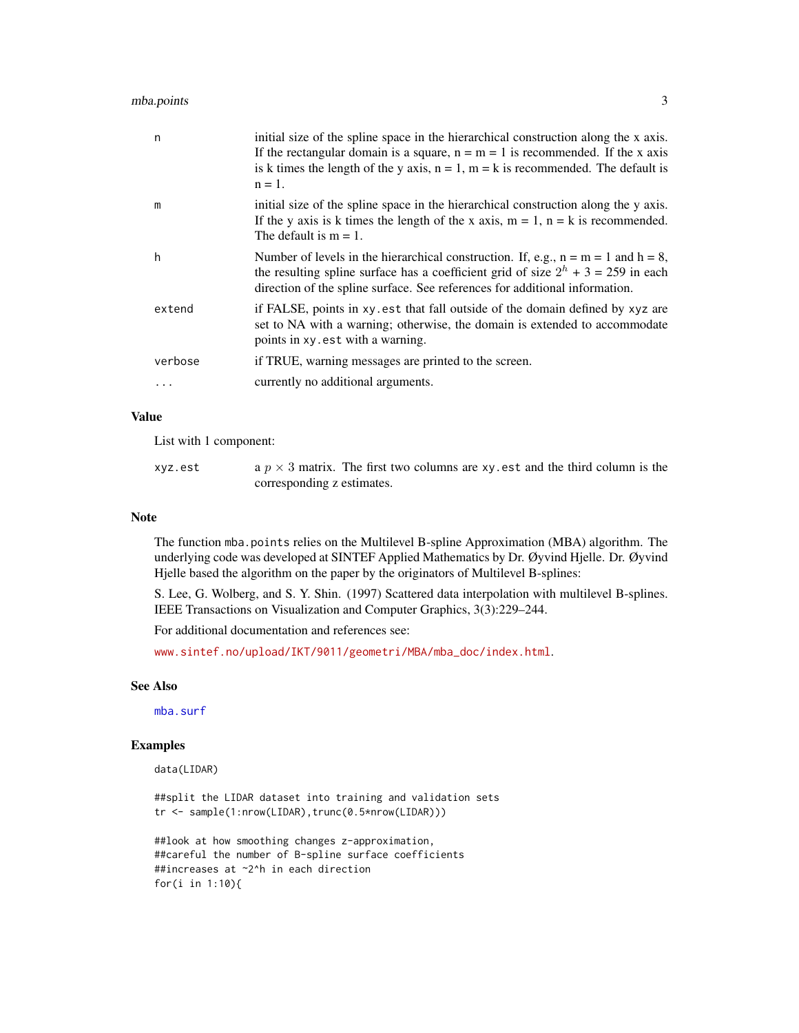| | |
|---|---|
| n | initial size of the spline space in the hierarchical construction along the x axis. If the rectangular domain is a square, n = m = 1 is recommended. If the x axis is k times the length of the y axis, n = 1, m = k is recommended. The default is n = 1. |
| m | initial size of the spline space in the hierarchical construction along the y axis. If the y axis is k times the length of the x axis, m = 1, n = k is recommended. The default is m = 1. |
| h | Number of levels in the hierarchical construction. If, e.g., n = m = 1 and h = 8, the resulting spline surface has a coefficient grid of size $2^h + 3 = 259$ in each direction of the spline surface. See references for additional information. |
| extend | if FALSE, points in `xy.est` that fall outside of the domain defined by `xyz` are set to NA with a warning; otherwise, the domain is extended to accommodate points in `xy.est` with a warning. |
| verbose | if TRUE, warning messages are printed to the screen. |
| ... | currently no additional arguments. |

## Value

List with 1 component:

| | |
|---|---|
| xyz.est | a $p \times 3$ matrix. The first two columns are `xy.est` and the third column is the corresponding z estimates. |

## Note

The function `mba.points` relies on the Multilevel B-spline Approximation (MBA) algorithm. The underlying code was developed at SINTEF Applied Mathematics by Dr. Øyvind Hjelle. Dr. Øyvind Hjelle based the algorithm on the paper by the originators of Multilevel B-splines:

S. Lee, G. Wolberg, and S. Y. Shin. (1997) Scattered data interpolation with multilevel B-splines. IEEE Transactions on Visualization and Computer Graphics, 3(3):229–244.

For additional documentation and references see:

www.sintef.no/upload/IKT/9011/geometri/MBA/mba_doc/index.html.

## See Also

mba.surf

## Examples

```
data(LIDAR)

##split the LIDAR dataset into training and validation sets
tr <- sample(1:nrow(LIDAR),trunc(0.5*nrow(LIDAR)))

##look at how smoothing changes z-approximation,
##careful the number of B-spline surface coefficients
##increases at ~2^h in each direction
for(i in 1:10){
```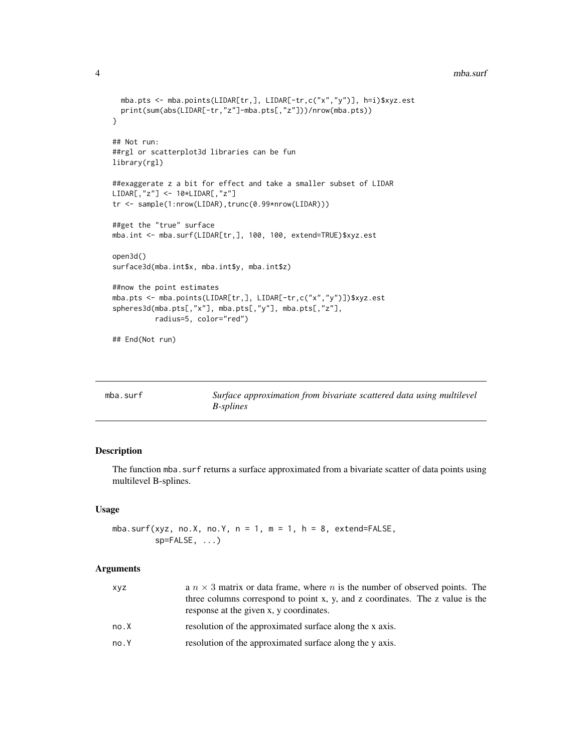```
  mba.pts <- mba.points(LIDAR[tr,], LIDAR[-tr,c("x","y")], h=i)$xyz.est
  print(sum(abs(LIDAR[-tr,"z"]-mba.pts[,"z"]))/nrow(mba.pts))
}

## Not run:
##rgl or scatterplot3d libraries can be fun
library(rgl)

##exaggerate z a bit for effect and take a smaller subset of LIDAR
LIDAR[,"z"] <- 10*LIDAR[,"z"]
tr <- sample(1:nrow(LIDAR),trunc(0.99*nrow(LIDAR)))

##get the "true" surface
mba.int <- mba.surf(LIDAR[tr,], 100, 100, extend=TRUE)$xyz.est

open3d()
surface3d(mba.int$x, mba.int$y, mba.int$z)

##now the point estimates
mba.pts <- mba.points(LIDAR[tr,], LIDAR[-tr,c("x","y")])$xyz.est
spheres3d(mba.pts[,"x"], mba.pts[,"y"], mba.pts[,"z"],
          radius=5, color="red")

## End(Not run)
```

---

## mba.surf — *Surface approximation from bivariate scattered data using multilevel B-splines*

---

### Description

The function mba.surf returns a surface approximated from a bivariate scatter of data points using multilevel B-splines.

### Usage

```
mba.surf(xyz, no.X, no.Y, n = 1, m = 1, h = 8, extend=FALSE,
         sp=FALSE, ...)
```

### Arguments

| | |
|---|---|
| xyz | a $n \times 3$ matrix or data frame, where $n$ is the number of observed points. The three columns correspond to point x, y, and z coordinates. The z value is the response at the given x, y coordinates. |
| no.X | resolution of the approximated surface along the x axis. |
| no.Y | resolution of the approximated surface along the y axis. |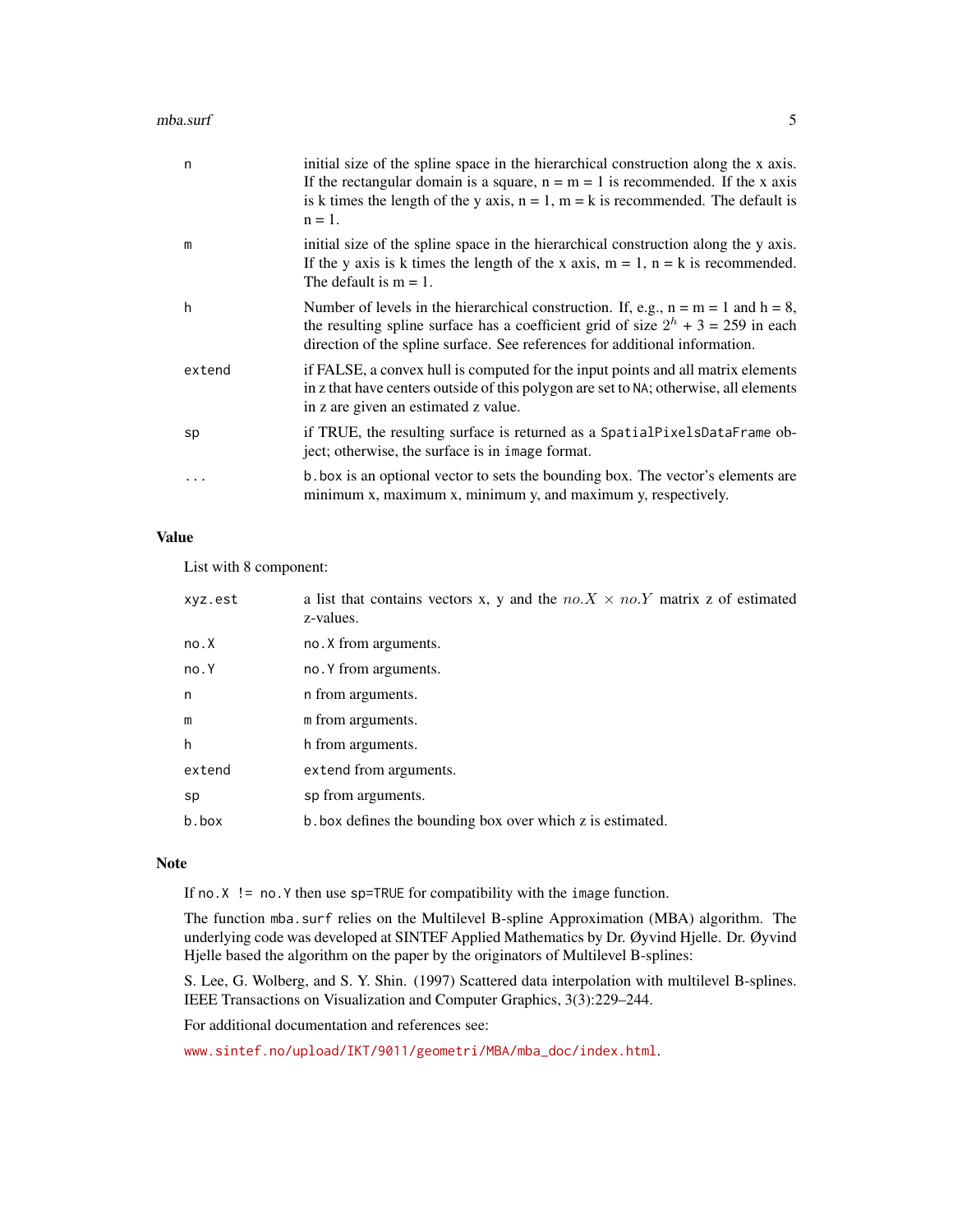| | |
|---|---|
| n | initial size of the spline space in the hierarchical construction along the x axis. If the rectangular domain is a square, n = m = 1 is recommended. If the x axis is k times the length of the y axis, n = 1, m = k is recommended. The default is n = 1. |
| m | initial size of the spline space in the hierarchical construction along the y axis. If the y axis is k times the length of the x axis, m = 1, n = k is recommended. The default is m = 1. |
| h | Number of levels in the hierarchical construction. If, e.g., n = m = 1 and h = 8, the resulting spline surface has a coefficient grid of size $2^h$ + 3 = 259 in each direction of the spline surface. See references for additional information. |
| extend | if FALSE, a convex hull is computed for the input points and all matrix elements in z that have centers outside of this polygon are set to `NA`; otherwise, all elements in z are given an estimated z value. |
| sp | if TRUE, the resulting surface is returned as a `SpatialPixelsDataFrame` object; otherwise, the surface is in `image` format. |
| ... | `b.box` is an optional vector to sets the bounding box. The vector's elements are minimum x, maximum x, minimum y, and maximum y, respectively. |

## Value

List with 8 component:

| | |
|---|---|
| xyz.est | a list that contains vectors x, y and the $no.X \times no.Y$ matrix z of estimated z-values. |
| no.X | `no.X` from arguments. |
| no.Y | `no.Y` from arguments. |
| n | `n` from arguments. |
| m | `m` from arguments. |
| h | `h` from arguments. |
| extend | `extend` from arguments. |
| sp | `sp` from arguments. |
| b.box | `b.box` defines the bounding box over which z is estimated. |

## Note

If `no.X != no.Y` then use `sp=TRUE` for compatibility with the `image` function.

The function `mba.surf` relies on the Multilevel B-spline Approximation (MBA) algorithm. The underlying code was developed at SINTEF Applied Mathematics by Dr. Øyvind Hjelle. Dr. Øyvind Hjelle based the algorithm on the paper by the originators of Multilevel B-splines:

S. Lee, G. Wolberg, and S. Y. Shin. (1997) Scattered data interpolation with multilevel B-splines. IEEE Transactions on Visualization and Computer Graphics, 3(3):229–244.

For additional documentation and references see:

www.sintef.no/upload/IKT/9011/geometri/MBA/mba_doc/index.html.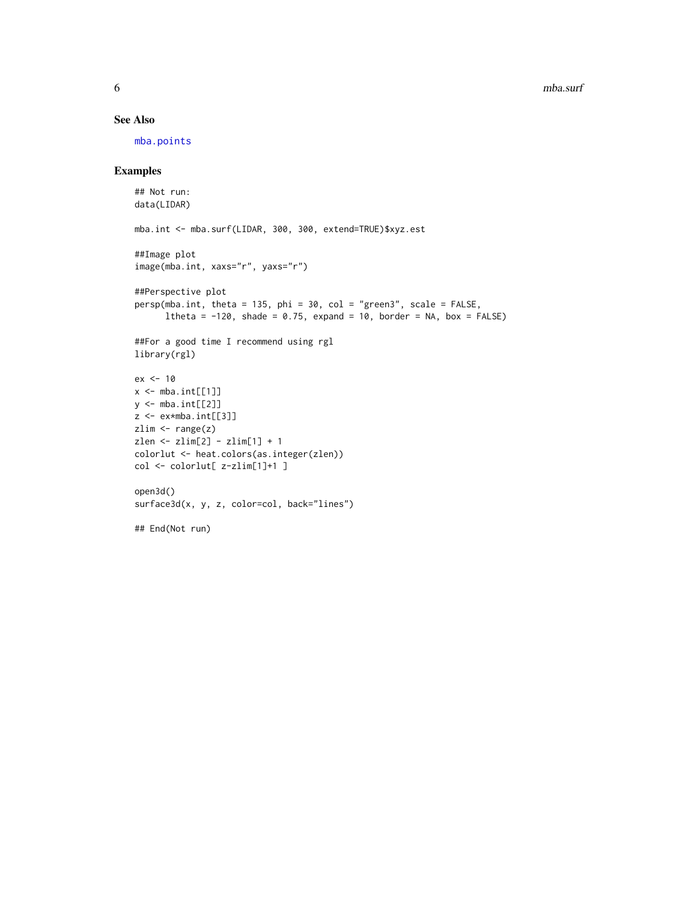## See Also

mba.points

## Examples

```
## Not run:
data(LIDAR)

mba.int <- mba.surf(LIDAR, 300, 300, extend=TRUE)$xyz.est

##Image plot
image(mba.int, xaxs="r", yaxs="r")

##Perspective plot
persp(mba.int, theta = 135, phi = 30, col = "green3", scale = FALSE,
      ltheta = -120, shade = 0.75, expand = 10, border = NA, box = FALSE)

##For a good time I recommend using rgl
library(rgl)

ex <- 10
x <- mba.int[[1]]
y <- mba.int[[2]]
z <- ex*mba.int[[3]]
zlim <- range(z)
zlen <- zlim[2] - zlim[1] + 1
colorlut <- heat.colors(as.integer(zlen))
col <- colorlut[ z-zlim[1]+1 ]

open3d()
surface3d(x, y, z, color=col, back="lines")

## End(Not run)
```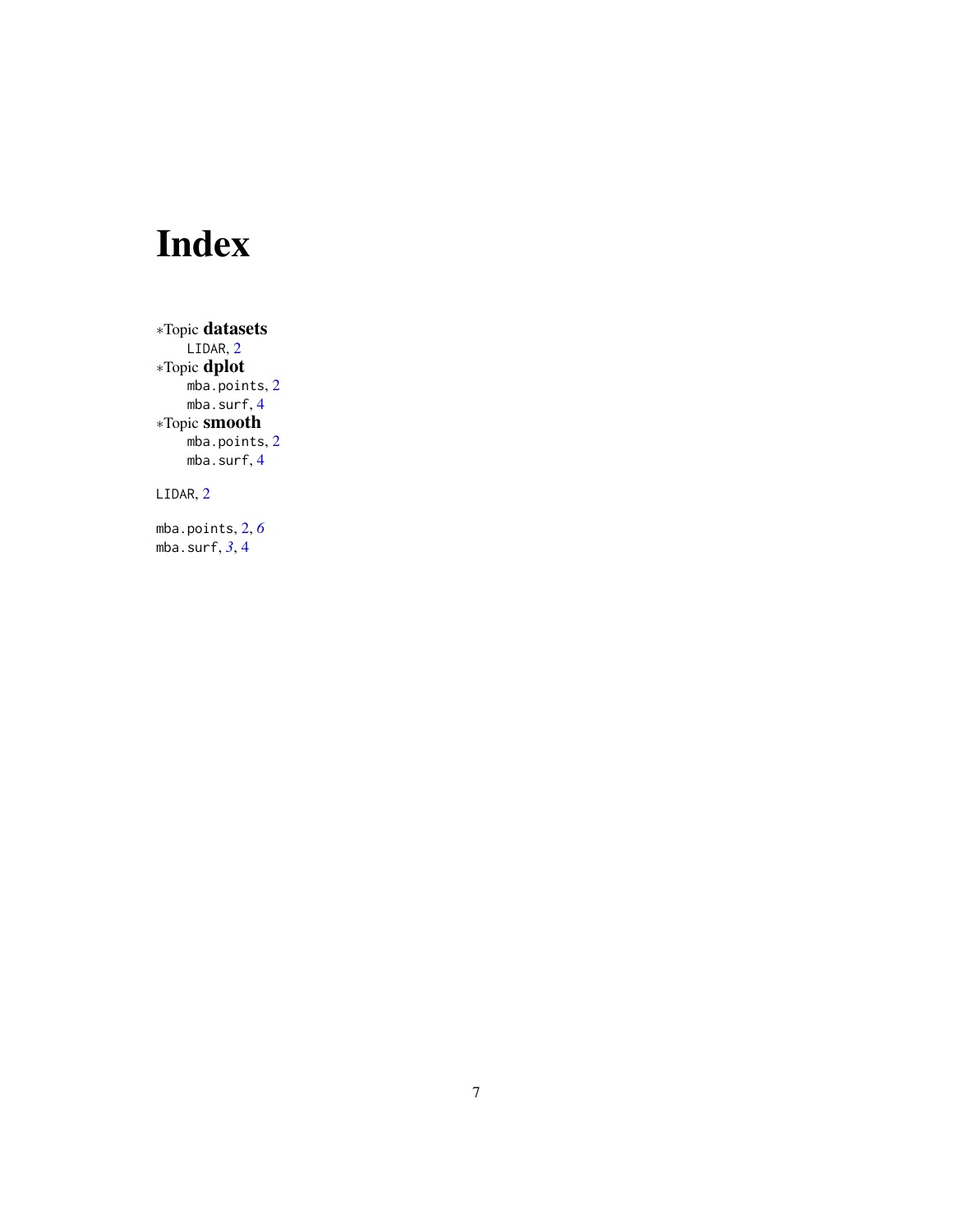# Index

*Topic **datasets**
- LIDAR, 2

*Topic **dplot**
- mba.points, 2
- mba.surf, 4

*Topic **smooth**
- mba.points, 2
- mba.surf, 4

LIDAR, 2

mba.points, 2, *6*
mba.surf, *3*, 4